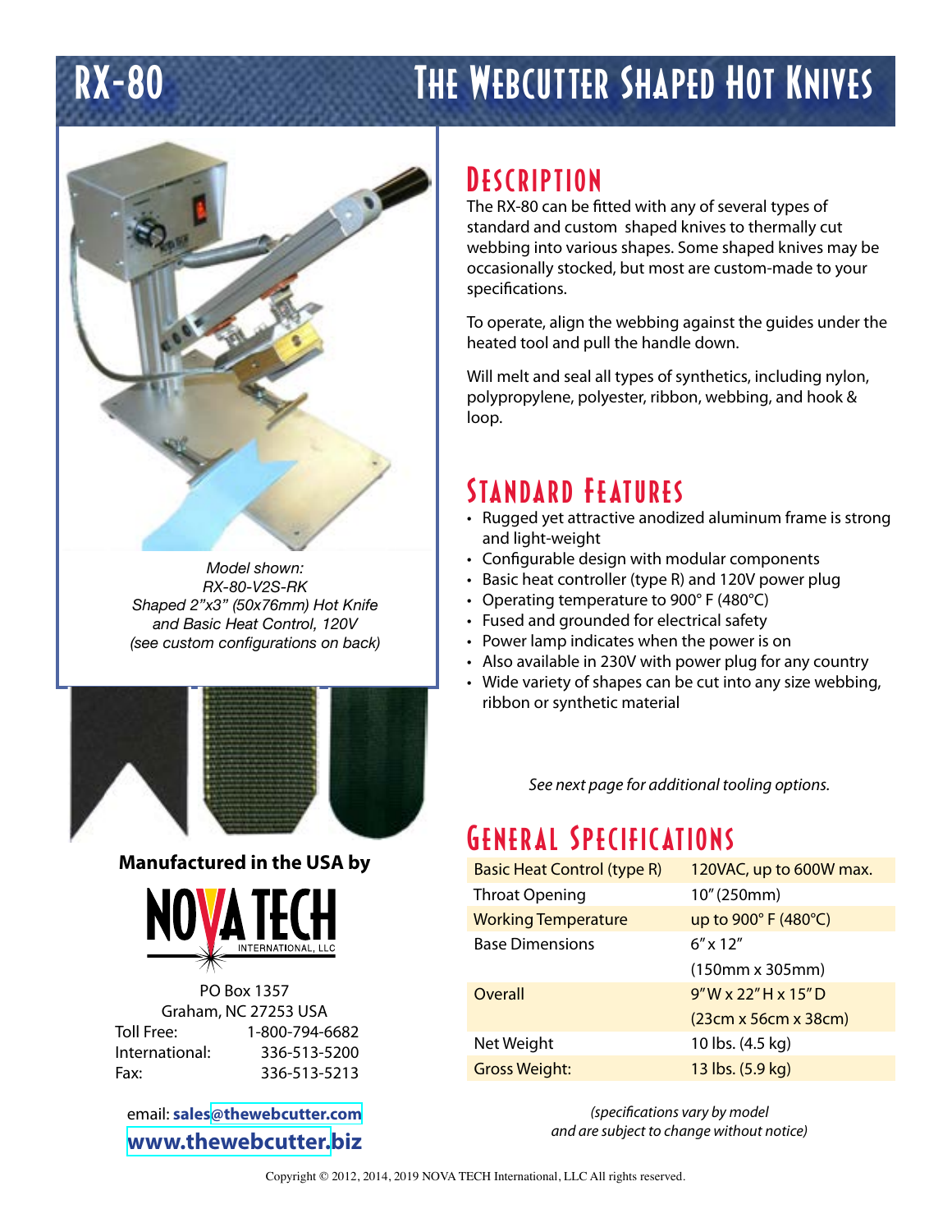# RX-80 The Webcutter Shaped Hot Knives

*Model shown:*
*RX-80-V2S-RK*
*Shaped 2"x3" (50x76mm) Hot Knife*
*and Basic Heat Control, 120V*
*(see custom configurations on back)*

## Description

The RX-80 can be fitted with any of several types of standard and custom shaped knives to thermally cut webbing into various shapes. Some shaped knives may be occasionally stocked, but most are custom-made to your specifications.

To operate, align the webbing against the guides under the heated tool and pull the handle down.

Will melt and seal all types of synthetics, including nylon, polypropylene, polyester, ribbon, webbing, and hook & loop.

## Standard Features

- Rugged yet attractive anodized aluminum frame is strong and light-weight
- Configurable design with modular components
- Basic heat controller (type R) and 120V power plug
- Operating temperature to 900° F (480°C)
- Fused and grounded for electrical safety
- Power lamp indicates when the power is on
- Also available in 230V with power plug for any country
- Wide variety of shapes can be cut into any size webbing, ribbon or synthetic material

*See next page for additional tooling options.*

## General Specifications

| | |
|---|---|
| Basic Heat Control (type R) | 120VAC, up to 600W max. |
| Throat Opening | 10" (250mm) |
| Working Temperature | up to 900° F (480°C) |
| Base Dimensions | 6" x 12" (150mm x 305mm) |
| Overall | 9" W x 22" H x 15" D (23cm x 56cm x 38cm) |
| Net Weight | 10 lbs. (4.5 kg) |
| Gross Weight: | 13 lbs. (5.9 kg) |

*(specifications vary by model and are subject to change without notice)*

**Manufactured in the USA by**

NOVA TECH INTERNATIONAL, LLC

PO Box 1357
Graham, NC 27253 USA

| | |
|---|---|
| Toll Free: | 1-800-794-6682 |
| International: | 336-513-5200 |
| Fax: | 336-513-5213 |

email: **sales@thewebcutter.com**

**www.thewebcutter.biz**

Copyright © 2012, 2014, 2019 NOVA TECH International, LLC All rights reserved.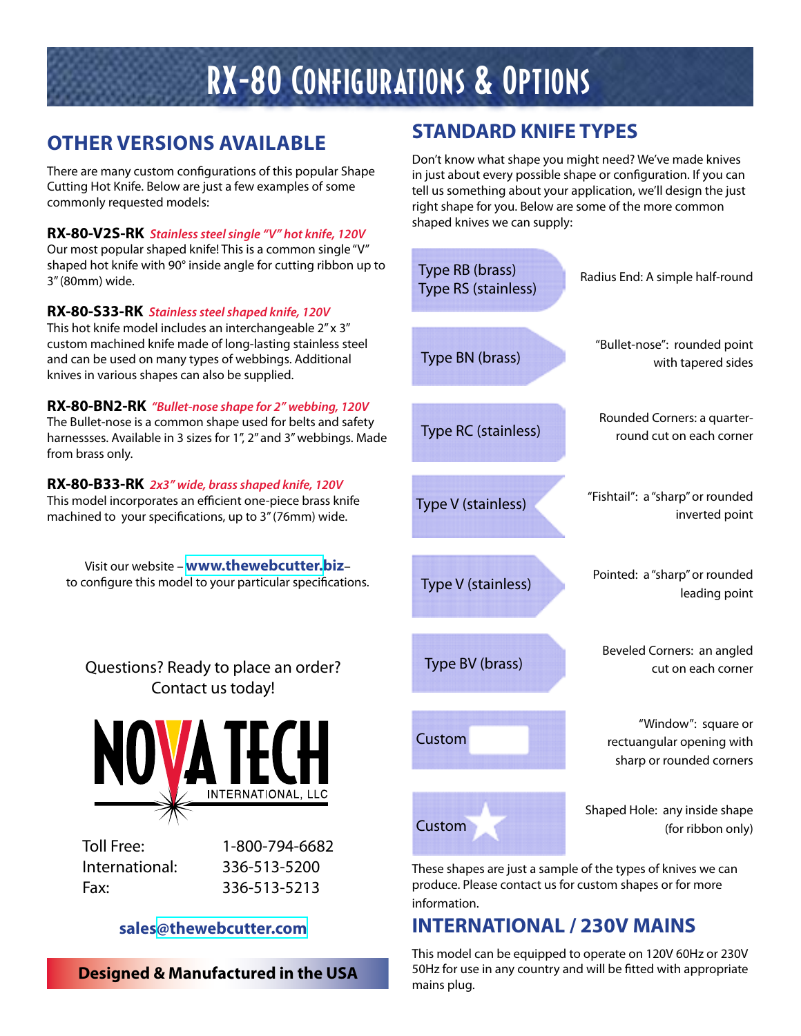# RX-80 Configurations & Options

## OTHER VERSIONS AVAILABLE

There are many custom configurations of this popular Shape Cutting Hot Knife. Below are just a few examples of some commonly requested models:

**RX-80-V2S-RK** *Stainless steel single "V" hot knife, 120V*
Our most popular shaped knife! This is a common single "V" shaped hot knife with 90° inside angle for cutting ribbon up to 3" (80mm) wide.

**RX-80-S33-RK** *Stainless steel shaped knife, 120V*
This hot knife model includes an interchangeable 2" x 3" custom machined knife made of long-lasting stainless steel and can be used on many types of webbings. Additional knives in various shapes can also be supplied.

**RX-80-BN2-RK** *"Bullet-nose shape for 2" webbing, 120V*
The Bullet-nose is a common shape used for belts and safety harnessses. Available in 3 sizes for 1", 2" and 3" webbings. Made from brass only.

**RX-80-B33-RK** *2x3" wide, brass shaped knife, 120V*
This model incorporates an efficient one-piece brass knife machined to your specifications, up to 3" (76mm) wide.

Visit our website – **www.thewebcutter.biz** – to configure this model to your particular specifications.

Questions? Ready to place an order?
Contact us today!

NOVA TECH INTERNATIONAL, LLC

| | |
|---|---|
| Toll Free: | 1-800-794-6682 |
| International: | 336-513-5200 |
| Fax: | 336-513-5213 |

**sales@thewebcutter.com**

**Designed & Manufactured in the USA**

## STANDARD KNIFE TYPES

Don't know what shape you might need? We've made knives in just about every possible shape or configuration. If you can tell us something about your application, we'll design the just right shape for you. Below are some of the more common shaped knives we can supply:

| | |
|---|---|
| Type RB (brass) / Type RS (stainless) | Radius End: A simple half-round |
| Type BN (brass) | "Bullet-nose": rounded point with tapered sides |
| Type RC (stainless) | Rounded Corners: a quarter-round cut on each corner |
| Type V (stainless) | "Fishtail": a "sharp" or rounded inverted point |
| Type V (stainless) | Pointed: a "sharp" or rounded leading point |
| Type BV (brass) | Beveled Corners: an angled cut on each corner |
| Custom | "Window": square or rectuangular opening with sharp or rounded corners |
| Custom | Shaped Hole: any inside shape (for ribbon only) |

These shapes are just a sample of the types of knives we can produce. Please contact us for custom shapes or for more information.

## INTERNATIONAL / 230V MAINS

This model can be equipped to operate on 120V 60Hz or 230V 50Hz for use in any country and will be fitted with appropriate mains plug.